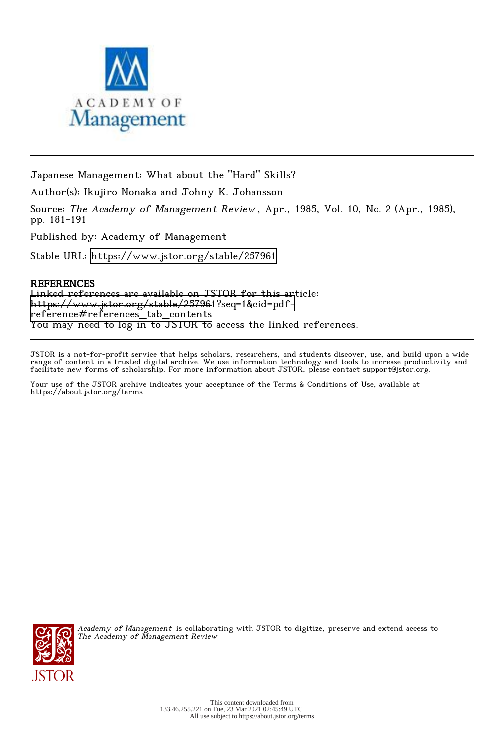Japanese Management: What about the "Hard" Skills?

Author(s): Ikujiro Nonaka and Johny K. Johansson

Source: *The Academy of Management Review*, Apr., 1985, Vol. 10, No. 2 (Apr., 1985), pp. 181-191

Published by: Academy of Management

Stable URL: https://www.jstor.org/stable/257961

## REFERENCES

Linked references are available on JSTOR for this article:
https://www.jstor.org/stable/257961?seq=1&cid=pdf-reference#references_tab_contents
You may need to log in to JSTOR to access the linked references.

---

JSTOR is a not-for-profit service that helps scholars, researchers, and students discover, use, and build upon a wide range of content in a trusted digital archive. We use information technology and tools to increase productivity and facilitate new forms of scholarship. For more information about JSTOR, please contact support@jstor.org.

Your use of the JSTOR archive indicates your acceptance of the Terms & Conditions of Use, available at https://about.jstor.org/terms

*Academy of Management* is collaborating with JSTOR to digitize, preserve and extend access to *The Academy of Management Review*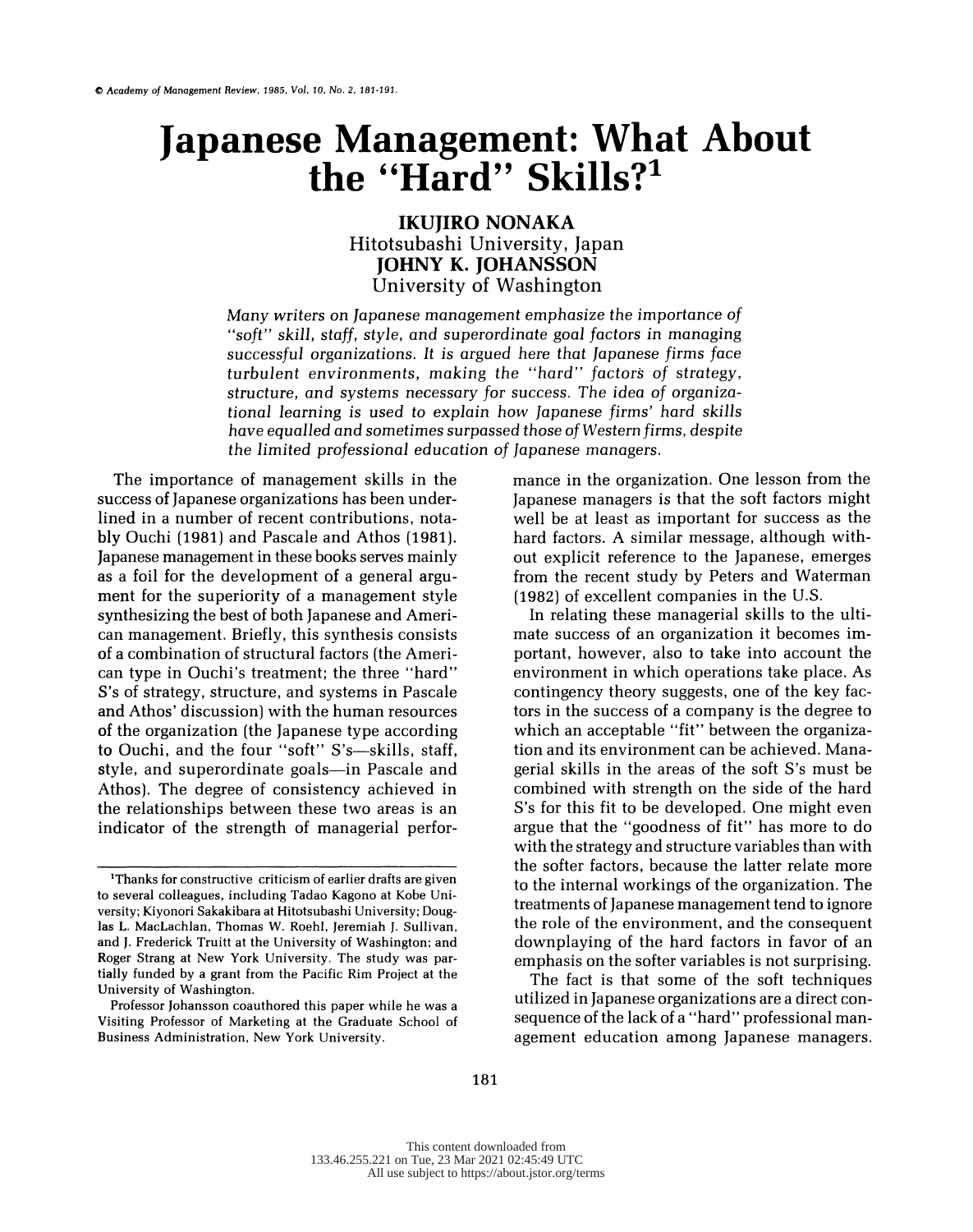# Japanese Management: What About the "Hard" Skills?[1]

**IKUJIRO NONAKA**
Hitotsubashi University, Japan
**JOHNY K. JOHANSSON**
University of Washington

*Many writers on Japanese management emphasize the importance of "soft" skill, staff, style, and superordinate goal factors in managing successful organizations. It is argued here that Japanese firms face turbulent environments, making the "hard" factors of strategy, structure, and systems necessary for success. The idea of organizational learning is used to explain how Japanese firms' hard skills have equalled and sometimes surpassed those of Western firms, despite the limited professional education of Japanese managers.*

The importance of management skills in the success of Japanese organizations has been underlined in a number of recent contributions, notably Ouchi (1981) and Pascale and Athos (1981). Japanese management in these books serves mainly as a foil for the development of a general argument for the superiority of a management style synthesizing the best of both Japanese and American management. Briefly, this synthesis consists of a combination of structural factors (the American type in Ouchi's treatment; the three "hard" S's of strategy, structure, and systems in Pascale and Athos' discussion) with the human resources of the organization (the Japanese type according to Ouchi, and the four "soft" S's—skills, staff, style, and superordinate goals—in Pascale and Athos). The degree of consistency achieved in the relationships between these two areas is an indicator of the strength of managerial performance in the organization. One lesson from the Japanese managers is that the soft factors might well be at least as important for success as the hard factors. A similar message, although without explicit reference to the Japanese, emerges from the recent study by Peters and Waterman (1982) of excellent companies in the U.S.

In relating these managerial skills to the ultimate success of an organization it becomes important, however, also to take into account the environment in which operations take place. As contingency theory suggests, one of the key factors in the success of a company is the degree to which an acceptable "fit" between the organization and its environment can be achieved. Managerial skills in the areas of the soft S's must be combined with strength on the side of the hard S's for this fit to be developed. One might even argue that the "goodness of fit" has more to do with the strategy and structure variables than with the softer factors, because the latter relate more to the internal workings of the organization. The treatments of Japanese management tend to ignore the role of the environment, and the consequent downplaying of the hard factors in favor of an emphasis on the softer variables is not surprising.

The fact is that some of the soft techniques utilized in Japanese organizations are a direct consequence of the lack of a "hard" professional management education among Japanese managers.

[1]Thanks for constructive criticism of earlier drafts are given to several colleagues, including Tadao Kagono at Kobe University; Kiyonori Sakakibara at Hitotsubashi University; Douglas L. MacLachlan, Thomas W. Roehl, Jeremiah J. Sullivan, and J. Frederick Truitt at the University of Washington; and Roger Strang at New York University. The study was partially funded by a grant from the Pacific Rim Project at the University of Washington.

Professor Johansson coauthored this paper while he was a Visiting Professor of Marketing at the Graduate School of Business Administration, New York University.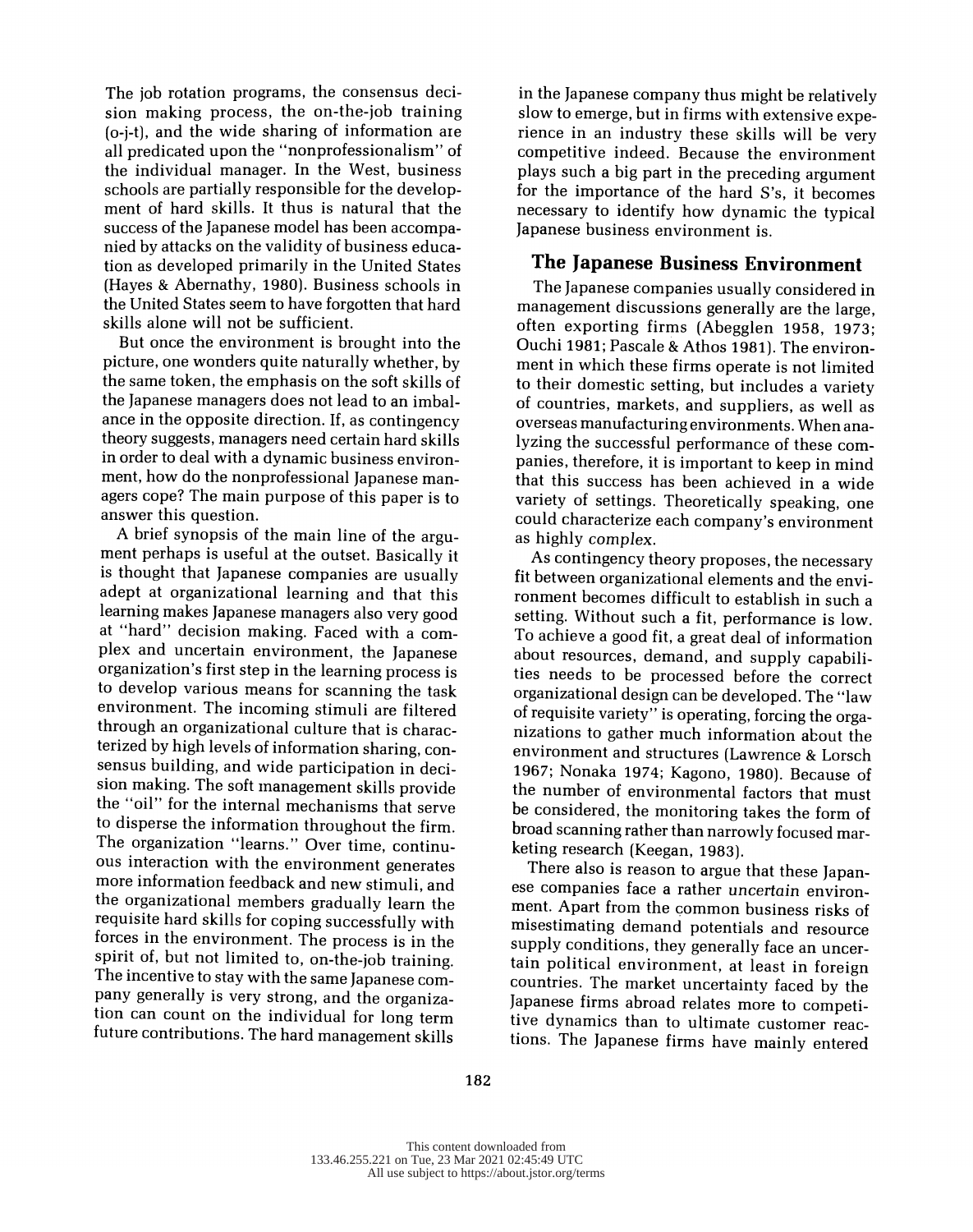The job rotation programs, the consensus decision making process, the on-the-job training (o-j-t), and the wide sharing of information are all predicated upon the "nonprofessionalism" of the individual manager. In the West, business schools are partially responsible for the development of hard skills. It thus is natural that the success of the Japanese model has been accompanied by attacks on the validity of business education as developed primarily in the United States (Hayes & Abernathy, 1980). Business schools in the United States seem to have forgotten that hard skills alone will not be sufficient.

But once the environment is brought into the picture, one wonders quite naturally whether, by the same token, the emphasis on the soft skills of the Japanese managers does not lead to an imbalance in the opposite direction. If, as contingency theory suggests, managers need certain hard skills in order to deal with a dynamic business environment, how do the nonprofessional Japanese managers cope? The main purpose of this paper is to answer this question.

A brief synopsis of the main line of the argument perhaps is useful at the outset. Basically it is thought that Japanese companies are usually adept at organizational learning and that this learning makes Japanese managers also very good at "hard" decision making. Faced with a complex and uncertain environment, the Japanese organization's first step in the learning process is to develop various means for scanning the task environment. The incoming stimuli are filtered through an organizational culture that is characterized by high levels of information sharing, consensus building, and wide participation in decision making. The soft management skills provide the "oil" for the internal mechanisms that serve to disperse the information throughout the firm. The organization "learns." Over time, continuous interaction with the environment generates more information feedback and new stimuli, and the organizational members gradually learn the requisite hard skills for coping successfully with forces in the environment. The process is in the spirit of, but not limited to, on-the-job training. The incentive to stay with the same Japanese company generally is very strong, and the organization can count on the individual for long term future contributions. The hard management skills in the Japanese company thus might be relatively slow to emerge, but in firms with extensive experience in an industry these skills will be very competitive indeed. Because the environment plays such a big part in the preceding argument for the importance of the hard S's, it becomes necessary to identify how dynamic the typical Japanese business environment is.

## The Japanese Business Environment

The Japanese companies usually considered in management discussions generally are the large, often exporting firms (Abegglen 1958, 1973; Ouchi 1981; Pascale & Athos 1981). The environment in which these firms operate is not limited to their domestic setting, but includes a variety of countries, markets, and suppliers, as well as overseas manufacturing environments. When analyzing the successful performance of these companies, therefore, it is important to keep in mind that this success has been achieved in a wide variety of settings. Theoretically speaking, one could characterize each company's environment as highly *complex*.

As contingency theory proposes, the necessary fit between organizational elements and the environment becomes difficult to establish in such a setting. Without such a fit, performance is low. To achieve a good fit, a great deal of information about resources, demand, and supply capabilities needs to be processed before the correct organizational design can be developed. The "law of requisite variety" is operating, forcing the organizations to gather much information about the environment and structures (Lawrence & Lorsch 1967; Nonaka 1974; Kagono, 1980). Because of the number of environmental factors that must be considered, the monitoring takes the form of broad scanning rather than narrowly focused marketing research (Keegan, 1983).

There also is reason to argue that these Japanese companies face a rather *uncertain* environment. Apart from the common business risks of misestimating demand potentials and resource supply conditions, they generally face an uncertain political environment, at least in foreign countries. The market uncertainty faced by the Japanese firms abroad relates more to competitive dynamics than to ultimate customer reactions. The Japanese firms have mainly entered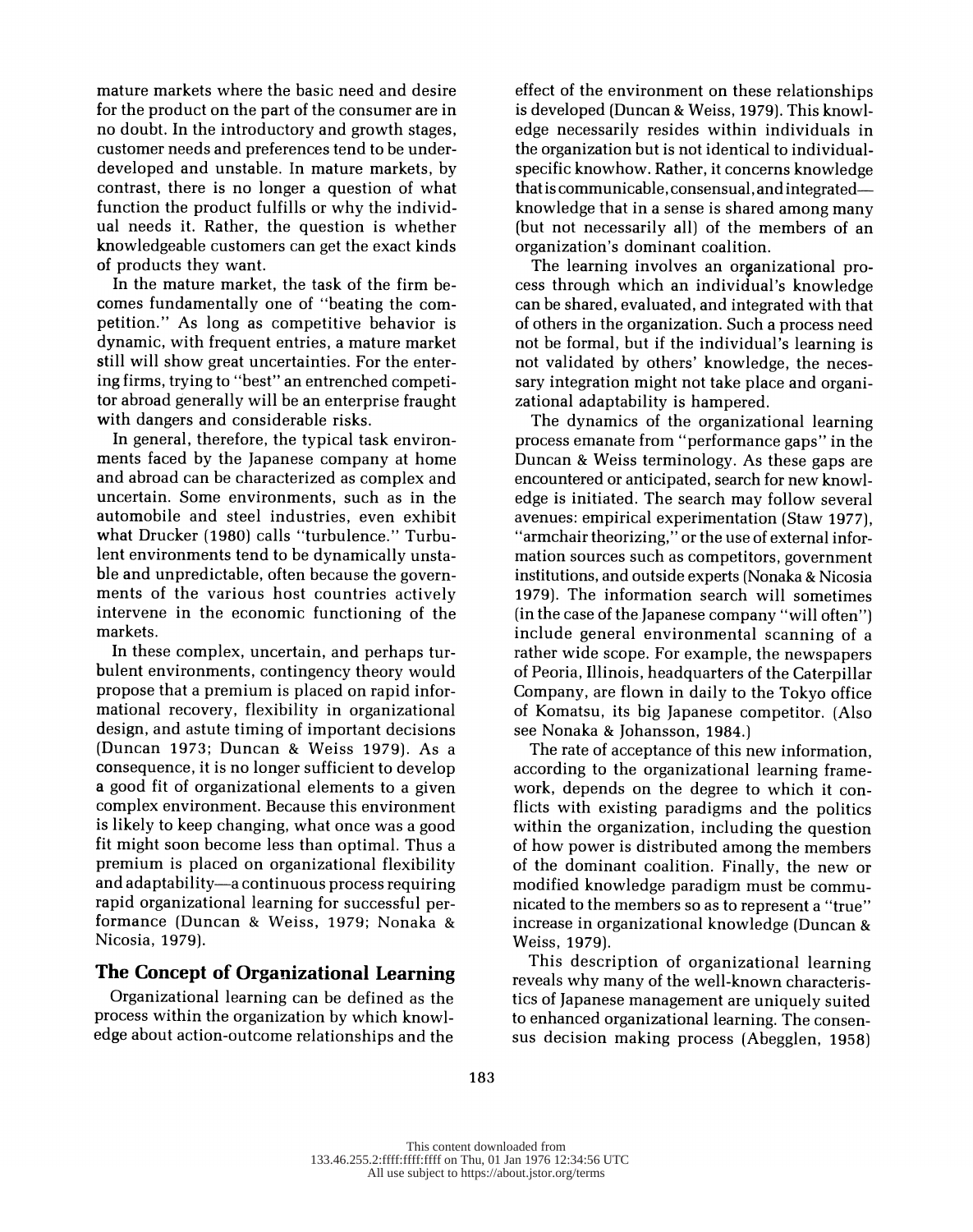mature markets where the basic need and desire for the product on the part of the consumer are in no doubt. In the introductory and growth stages, customer needs and preferences tend to be underdeveloped and unstable. In mature markets, by contrast, there is no longer a question of what function the product fulfills or why the individual needs it. Rather, the question is whether knowledgeable customers can get the exact kinds of products they want.

In the mature market, the task of the firm becomes fundamentally one of "beating the competition." As long as competitive behavior is dynamic, with frequent entries, a mature market still will show great uncertainties. For the entering firms, trying to "best" an entrenched competitor abroad generally will be an enterprise fraught with dangers and considerable risks.

In general, therefore, the typical task environments faced by the Japanese company at home and abroad can be characterized as complex and uncertain. Some environments, such as in the automobile and steel industries, even exhibit what Drucker (1980) calls "turbulence." Turbulent environments tend to be dynamically unstable and unpredictable, often because the governments of the various host countries actively intervene in the economic functioning of the markets.

In these complex, uncertain, and perhaps turbulent environments, contingency theory would propose that a premium is placed on rapid informational recovery, flexibility in organizational design, and astute timing of important decisions (Duncan 1973; Duncan & Weiss 1979). As a consequence, it is no longer sufficient to develop a good fit of organizational elements to a given complex environment. Because this environment is likely to keep changing, what once was a good fit might soon become less than optimal. Thus a premium is placed on organizational flexibility and adaptability—a continuous process requiring rapid organizational learning for successful performance (Duncan & Weiss, 1979; Nonaka & Nicosia, 1979).

## The Concept of Organizational Learning

Organizational learning can be defined as the process within the organization by which knowledge about action-outcome relationships and the effect of the environment on these relationships is developed (Duncan & Weiss, 1979). This knowledge necessarily resides within individuals in the organization but is not identical to individual-specific knowhow. Rather, it concerns knowledge that is communicable, consensual, and integrated—knowledge that in a sense is shared among many (but not necessarily all) of the members of an organization's dominant coalition.

The learning involves an organizational process through which an individual's knowledge can be shared, evaluated, and integrated with that of others in the organization. Such a process need not be formal, but if the individual's learning is not validated by others' knowledge, the necessary integration might not take place and organizational adaptability is hampered.

The dynamics of the organizational learning process emanate from "performance gaps" in the Duncan & Weiss terminology. As these gaps are encountered or anticipated, search for new knowledge is initiated. The search may follow several avenues: empirical experimentation (Staw 1977), "armchair theorizing," or the use of external information sources such as competitors, government institutions, and outside experts (Nonaka & Nicosia 1979). The information search will sometimes (in the case of the Japanese company "will often") include general environmental scanning of a rather wide scope. For example, the newspapers of Peoria, Illinois, headquarters of the Caterpillar Company, are flown in daily to the Tokyo office of Komatsu, its big Japanese competitor. (Also see Nonaka & Johansson, 1984.)

The rate of acceptance of this new information, according to the organizational learning framework, depends on the degree to which it conflicts with existing paradigms and the politics within the organization, including the question of how power is distributed among the members of the dominant coalition. Finally, the new or modified knowledge paradigm must be communicated to the members so as to represent a "true" increase in organizational knowledge (Duncan & Weiss, 1979).

This description of organizational learning reveals why many of the well-known characteristics of Japanese management are uniquely suited to enhanced organizational learning. The consensus decision making process (Abegglen, 1958)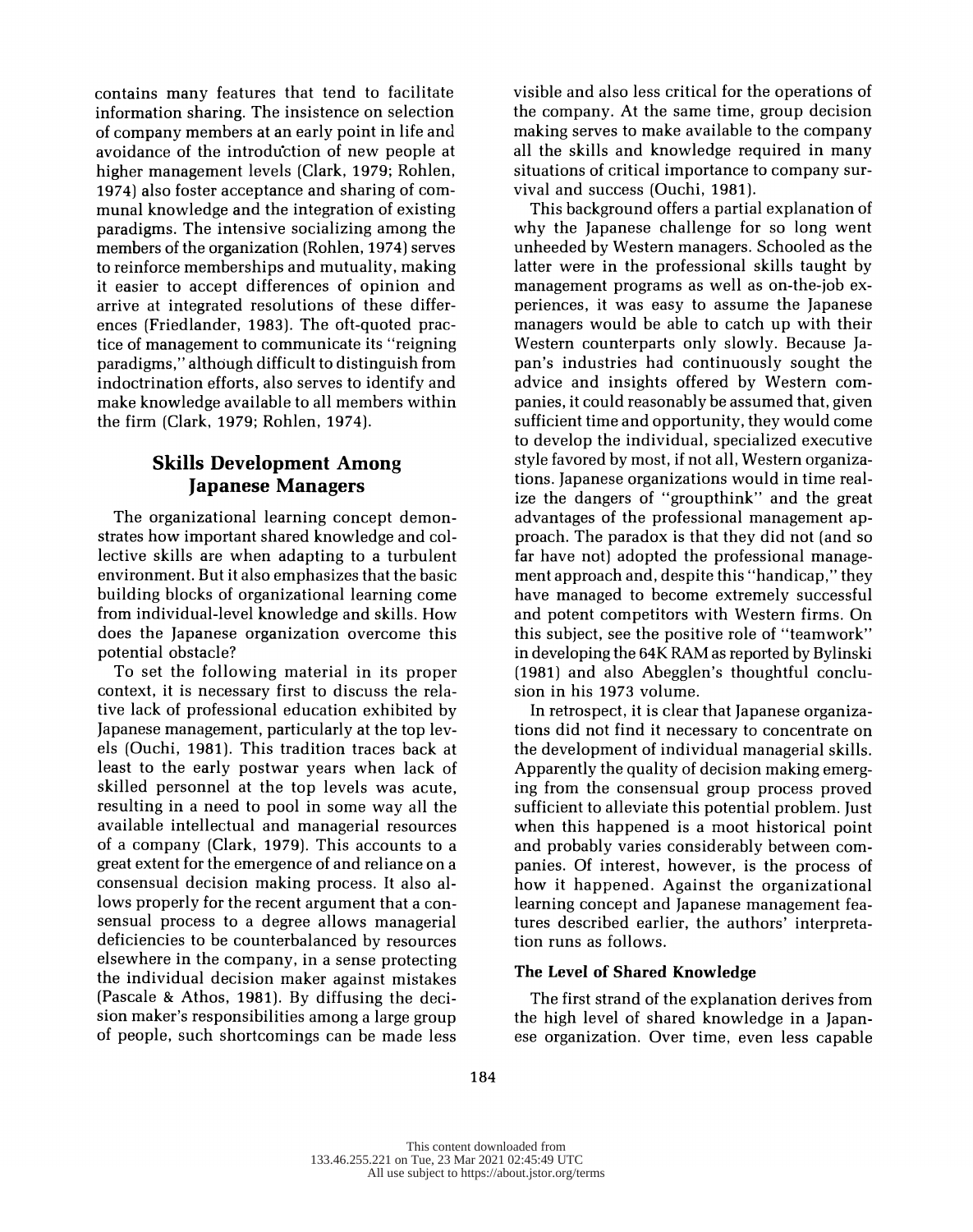contains many features that tend to facilitate information sharing. The insistence on selection of company members at an early point in life and avoidance of the introduction of new people at higher management levels (Clark, 1979; Rohlen, 1974) also foster acceptance and sharing of communal knowledge and the integration of existing paradigms. The intensive socializing among the members of the organization (Rohlen, 1974) serves to reinforce memberships and mutuality, making it easier to accept differences of opinion and arrive at integrated resolutions of these differences (Friedlander, 1983). The oft-quoted practice of management to communicate its "reigning paradigms," although difficult to distinguish from indoctrination efforts, also serves to identify and make knowledge available to all members within the firm (Clark, 1979; Rohlen, 1974).

## Skills Development Among Japanese Managers

The organizational learning concept demonstrates how important shared knowledge and collective skills are when adapting to a turbulent environment. But it also emphasizes that the basic building blocks of organizational learning come from individual-level knowledge and skills. How does the Japanese organization overcome this potential obstacle?

To set the following material in its proper context, it is necessary first to discuss the relative lack of professional education exhibited by Japanese management, particularly at the top levels (Ouchi, 1981). This tradition traces back at least to the early postwar years when lack of skilled personnel at the top levels was acute, resulting in a need to pool in some way all the available intellectual and managerial resources of a company (Clark, 1979). This accounts to a great extent for the emergence of and reliance on a consensual decision making process. It also allows properly for the recent argument that a consensual process to a degree allows managerial deficiencies to be counterbalanced by resources elsewhere in the company, in a sense protecting the individual decision maker against mistakes (Pascale & Athos, 1981). By diffusing the decision maker's responsibilities among a large group of people, such shortcomings can be made less visible and also less critical for the operations of the company. At the same time, group decision making serves to make available to the company all the skills and knowledge required in many situations of critical importance to company survival and success (Ouchi, 1981).

This background offers a partial explanation of why the Japanese challenge for so long went unheeded by Western managers. Schooled as the latter were in the professional skills taught by management programs as well as on-the-job experiences, it was easy to assume the Japanese managers would be able to catch up with their Western counterparts only slowly. Because Japan's industries had continuously sought the advice and insights offered by Western companies, it could reasonably be assumed that, given sufficient time and opportunity, they would come to develop the individual, specialized executive style favored by most, if not all, Western organizations. Japanese organizations would in time realize the dangers of "groupthink" and the great advantages of the professional management approach. The paradox is that they did not (and so far have not) adopted the professional management approach and, despite this "handicap," they have managed to become extremely successful and potent competitors with Western firms. On this subject, see the positive role of "teamwork" in developing the 64K RAM as reported by Bylinski (1981) and also Abegglen's thoughtful conclusion in his 1973 volume.

In retrospect, it is clear that Japanese organizations did not find it necessary to concentrate on the development of individual managerial skills. Apparently the quality of decision making emerging from the consensual group process proved sufficient to alleviate this potential problem. Just when this happened is a moot historical point and probably varies considerably between companies. Of interest, however, is the process of how it happened. Against the organizational learning concept and Japanese management features described earlier, the authors' interpretation runs as follows.

### The Level of Shared Knowledge

The first strand of the explanation derives from the high level of shared knowledge in a Japanese organization. Over time, even less capable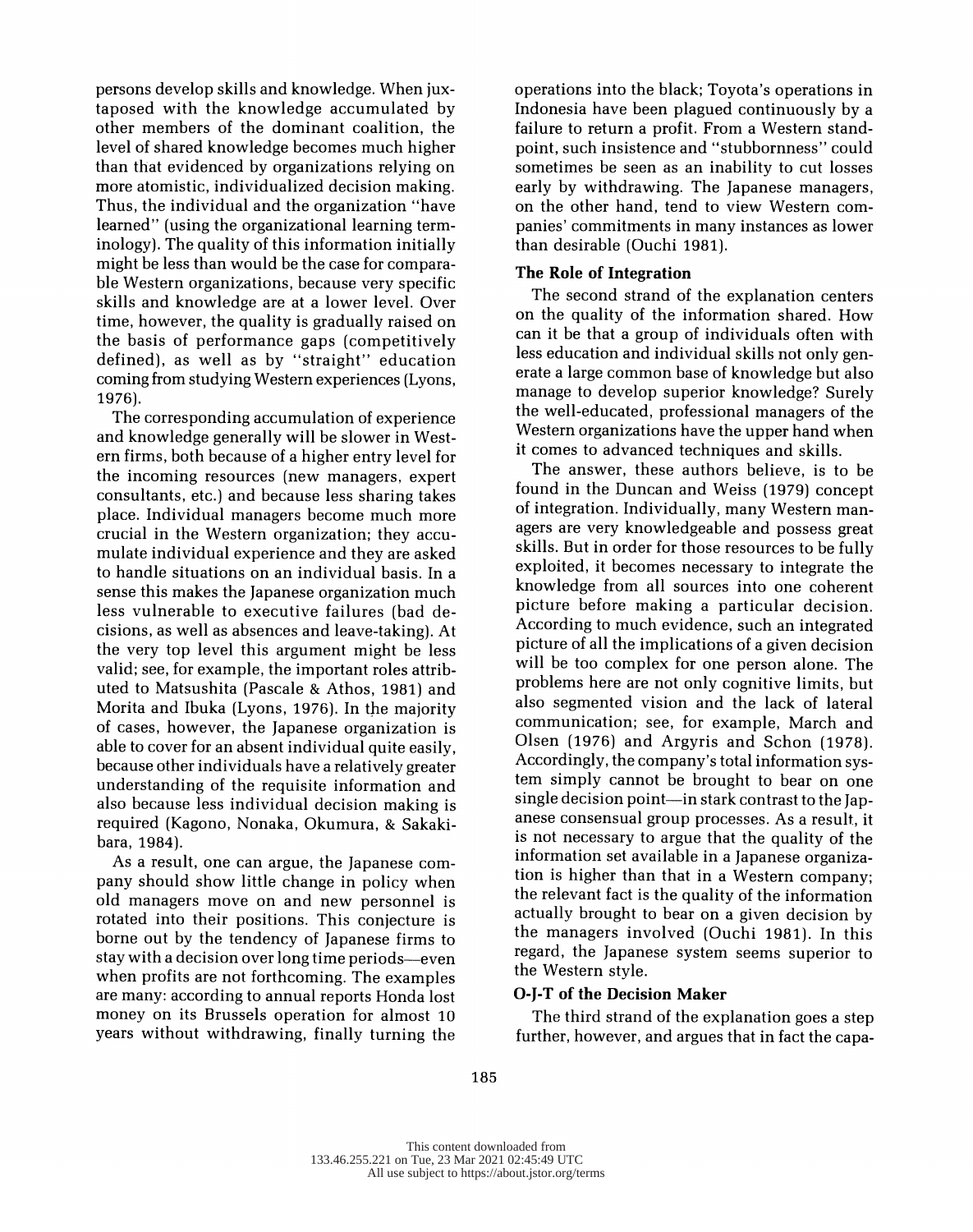persons develop skills and knowledge. When juxtaposed with the knowledge accumulated by other members of the dominant coalition, the level of shared knowledge becomes much higher than that evidenced by organizations relying on more atomistic, individualized decision making. Thus, the individual and the organization "have learned" (using the organizational learning terminology). The quality of this information initially might be less than would be the case for comparable Western organizations, because very specific skills and knowledge are at a lower level. Over time, however, the quality is gradually raised on the basis of performance gaps (competitively defined), as well as by "straight" education coming from studying Western experiences (Lyons, 1976).

The corresponding accumulation of experience and knowledge generally will be slower in Western firms, both because of a higher entry level for the incoming resources (new managers, expert consultants, etc.) and because less sharing takes place. Individual managers become much more crucial in the Western organization; they accumulate individual experience and they are asked to handle situations on an individual basis. In a sense this makes the Japanese organization much less vulnerable to executive failures (bad decisions, as well as absences and leave-taking). At the very top level this argument might be less valid; see, for example, the important roles attributed to Matsushita (Pascale & Athos, 1981) and Morita and Ibuka (Lyons, 1976). In the majority of cases, however, the Japanese organization is able to cover for an absent individual quite easily, because other individuals have a relatively greater understanding of the requisite information and also because less individual decision making is required (Kagono, Nonaka, Okumura, & Sakakibara, 1984).

As a result, one can argue, the Japanese company should show little change in policy when old managers move on and new personnel is rotated into their positions. This conjecture is borne out by the tendency of Japanese firms to stay with a decision over long time periods—even when profits are not forthcoming. The examples are many: according to annual reports Honda lost money on its Brussels operation for almost 10 years without withdrawing, finally turning the operations into the black; Toyota's operations in Indonesia have been plagued continuously by a failure to return a profit. From a Western standpoint, such insistence and "stubbornness" could sometimes be seen as an inability to cut losses early by withdrawing. The Japanese managers, on the other hand, tend to view Western companies' commitments in many instances as lower than desirable (Ouchi 1981).

### The Role of Integration

The second strand of the explanation centers on the quality of the information shared. How can it be that a group of individuals often with less education and individual skills not only generate a large common base of knowledge but also manage to develop superior knowledge? Surely the well-educated, professional managers of the Western organizations have the upper hand when it comes to advanced techniques and skills.

The answer, these authors believe, is to be found in the Duncan and Weiss (1979) concept of integration. Individually, many Western managers are very knowledgeable and possess great skills. But in order for those resources to be fully exploited, it becomes necessary to integrate the knowledge from all sources into one coherent picture before making a particular decision. According to much evidence, such an integrated picture of all the implications of a given decision will be too complex for one person alone. The problems here are not only cognitive limits, but also segmented vision and the lack of lateral communication; see, for example, March and Olsen (1976) and Argyris and Schon (1978). Accordingly, the company's total information system simply cannot be brought to bear on one single decision point—in stark contrast to the Japanese consensual group processes. As a result, it is not necessary to argue that the quality of the information set available in a Japanese organization is higher than that in a Western company; the relevant fact is the quality of the information actually brought to bear on a given decision by the managers involved (Ouchi 1981). In this regard, the Japanese system seems superior to the Western style.

### O-J-T of the Decision Maker

The third strand of the explanation goes a step further, however, and argues that in fact the capa-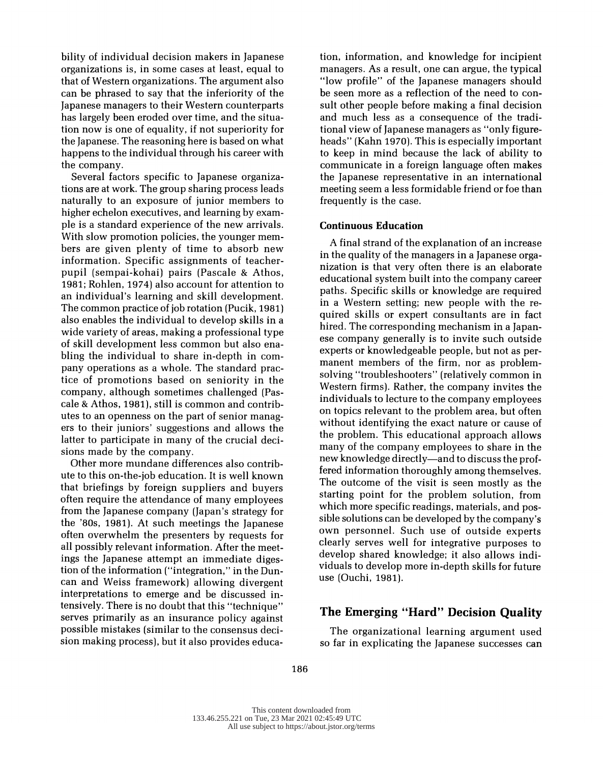bility of individual decision makers in Japanese organizations is, in some cases at least, equal to that of Western organizations. The argument also can be phrased to say that the inferiority of the Japanese managers to their Western counterparts has largely been eroded over time, and the situation now is one of equality, if not superiority for the Japanese. The reasoning here is based on what happens to the individual through his career with the company.

Several factors specific to Japanese organizations are at work. The group sharing process leads naturally to an exposure of junior members to higher echelon executives, and learning by example is a standard experience of the new arrivals. With slow promotion policies, the younger members are given plenty of time to absorb new information. Specific assignments of teacher-pupil (sempai-kohai) pairs (Pascale & Athos, 1981; Rohlen, 1974) also account for attention to an individual's learning and skill development. The common practice of job rotation (Pucik, 1981) also enables the individual to develop skills in a wide variety of areas, making a professional type of skill development less common but also enabling the individual to share in-depth in company operations as a whole. The standard practice of promotions based on seniority in the company, although sometimes challenged (Pascale & Athos, 1981), still is common and contributes to an openness on the part of senior managers to their juniors' suggestions and allows the latter to participate in many of the crucial decisions made by the company.

Other more mundane differences also contribute to this on-the-job education. It is well known that briefings by foreign suppliers and buyers often require the attendance of many employees from the Japanese company (Japan's strategy for the '80s, 1981). At such meetings the Japanese often overwhelm the presenters by requests for all possibly relevant information. After the meetings the Japanese attempt an immediate digestion of the information ("integration," in the Duncan and Weiss framework) allowing divergent interpretations to emerge and be discussed intensively. There is no doubt that this "technique" serves primarily as an insurance policy against possible mistakes (similar to the consensus decision making process), but it also provides education, information, and knowledge for incipient managers. As a result, one can argue, the typical "low profile" of the Japanese managers should be seen more as a reflection of the need to consult other people before making a final decision and much less as a consequence of the traditional view of Japanese managers as "only figureheads" (Kahn 1970). This is especially important to keep in mind because the lack of ability to communicate in a foreign language often makes the Japanese representative in an international meeting seem a less formidable friend or foe than frequently is the case.

### Continuous Education

A final strand of the explanation of an increase in the quality of the managers in a Japanese organization is that very often there is an elaborate educational system built into the company career paths. Specific skills or knowledge are required in a Western setting; new people with the required skills or expert consultants are in fact hired. The corresponding mechanism in a Japanese company generally is to invite such outside experts or knowledgeable people, but not as permanent members of the firm, nor as problem-solving "troubleshooters" (relatively common in Western firms). Rather, the company invites the individuals to lecture to the company employees on topics relevant to the problem area, but often without identifying the exact nature or cause of the problem. This educational approach allows many of the company employees to share in the new knowledge directly—and to discuss the proffered information thoroughly among themselves. The outcome of the visit is seen mostly as the starting point for the problem solution, from which more specific readings, materials, and possible solutions can be developed by the company's own personnel. Such use of outside experts clearly serves well for integrative purposes to develop shared knowledge; it also allows individuals to develop more in-depth skills for future use (Ouchi, 1981).

## The Emerging "Hard" Decision Quality

The organizational learning argument used so far in explicating the Japanese successes can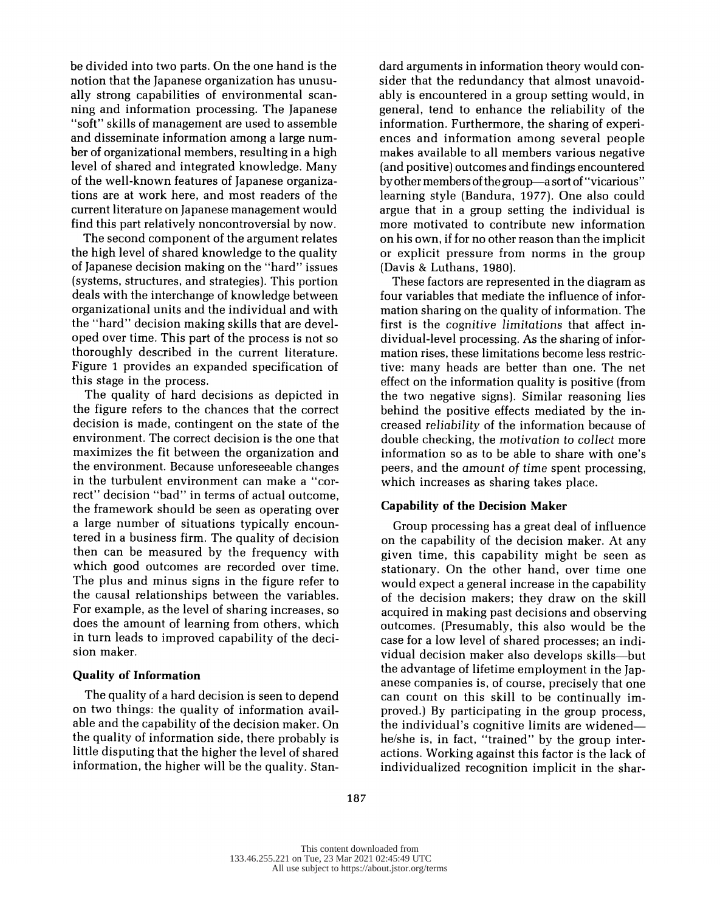be divided into two parts. On the one hand is the notion that the Japanese organization has unusually strong capabilities of environmental scanning and information processing. The Japanese "soft" skills of management are used to assemble and disseminate information among a large number of organizational members, resulting in a high level of shared and integrated knowledge. Many of the well-known features of Japanese organizations are at work here, and most readers of the current literature on Japanese management would find this part relatively noncontroversial by now.

The second component of the argument relates the high level of shared knowledge to the quality of Japanese decision making on the "hard" issues (systems, structures, and strategies). This portion deals with the interchange of knowledge between organizational units and the individual and with the "hard" decision making skills that are developed over time. This part of the process is not so thoroughly described in the current literature. Figure 1 provides an expanded specification of this stage in the process.

The quality of hard decisions as depicted in the figure refers to the chances that the correct decision is made, contingent on the state of the environment. The correct decision is the one that maximizes the fit between the organization and the environment. Because unforeseeable changes in the turbulent environment can make a "correct" decision "bad" in terms of actual outcome, the framework should be seen as operating over a large number of situations typically encountered in a business firm. The quality of decision then can be measured by the frequency with which good outcomes are recorded over time. The plus and minus signs in the figure refer to the causal relationships between the variables. For example, as the level of sharing increases, so does the amount of learning from others, which in turn leads to improved capability of the decision maker.

### Quality of Information

The quality of a hard decision is seen to depend on two things: the quality of information available and the capability of the decision maker. On the quality of information side, there probably is little disputing that the higher the level of shared information, the higher will be the quality. Standard arguments in information theory would consider that the redundancy that almost unavoidably is encountered in a group setting would, in general, tend to enhance the reliability of the information. Furthermore, the sharing of experiences and information among several people makes available to all members various negative (and positive) outcomes and findings encountered by other members of the group—a sort of "vicarious" learning style (Bandura, 1977). One also could argue that in a group setting the individual is more motivated to contribute new information on his own, if for no other reason than the implicit or explicit pressure from norms in the group (Davis & Luthans, 1980).

These factors are represented in the diagram as four variables that mediate the influence of information sharing on the quality of information. The first is the *cognitive limitations* that affect individual-level processing. As the sharing of information rises, these limitations become less restrictive: many heads are better than one. The net effect on the information quality is positive (from the two negative signs). Similar reasoning lies behind the positive effects mediated by the increased *reliability* of the information because of double checking, the *motivation to collect* more information so as to be able to share with one's peers, and the *amount of time* spent processing, which increases as sharing takes place.

### Capability of the Decision Maker

Group processing has a great deal of influence on the capability of the decision maker. At any given time, this capability might be seen as stationary. On the other hand, over time one would expect a general increase in the capability of the decision makers; they draw on the skill acquired in making past decisions and observing outcomes. (Presumably, this also would be the case for a low level of shared processes; an individual decision maker also develops skills—but the advantage of lifetime employment in the Japanese companies is, of course, precisely that one can count on this skill to be continually improved.) By participating in the group process, the individual's cognitive limits are widened—he/she is, in fact, "trained" by the group interactions. Working against this factor is the lack of individualized recognition implicit in the shar-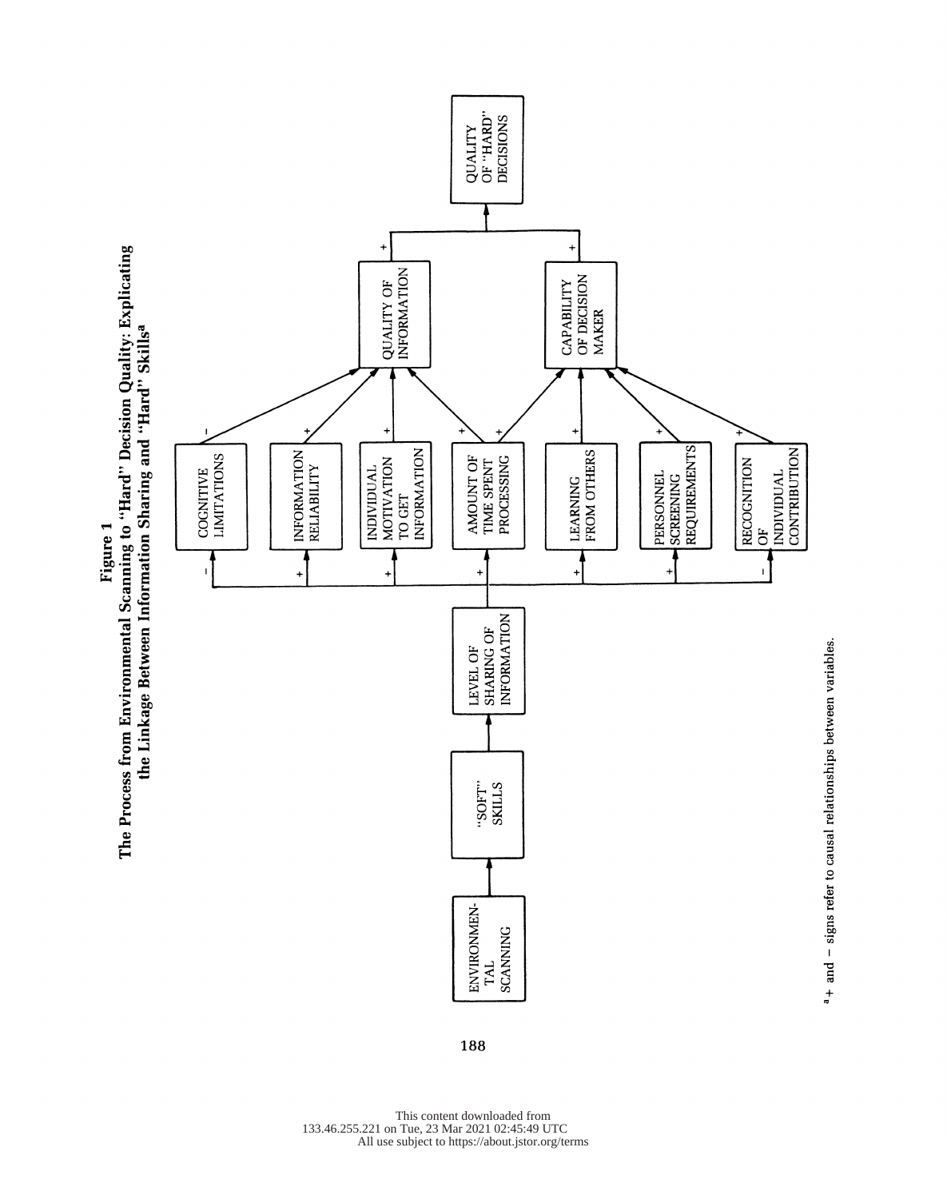**Figure 1**

**The Process from Environmental Scanning to "Hard" Decision Quality: Explicating the Linkage Between Information Sharing and "Hard" Skills[a]**

ENVIRONMENTAL SCANNING → "SOFT" SKILLS → LEVEL OF SHARING OF INFORMATION

LEVEL OF SHARING OF INFORMATION →
- (−) COGNITIVE LIMITATIONS
- (+) INFORMATION RELIABILITY
- (+) INDIVIDUAL MOTIVATION TO GET INFORMATION
- (+) AMOUNT OF TIME SPENT PROCESSING
- (+) LEARNING FROM OTHERS
- (+) PERSONNEL SCREENING REQUIREMENTS
- (−) RECOGNITION OF INDIVIDUAL CONTRIBUTION

QUALITY OF INFORMATION ←
- (−) COGNITIVE LIMITATIONS
- (+) INFORMATION RELIABILITY
- (+) INDIVIDUAL MOTIVATION TO GET INFORMATION
- (+) AMOUNT OF TIME SPENT PROCESSING

CAPABILITY OF DECISION MAKER ←
- (+) AMOUNT OF TIME SPENT PROCESSING
- (+) LEARNING FROM OTHERS
- (+) PERSONNEL SCREENING REQUIREMENTS
- (+) RECOGNITION OF INDIVIDUAL CONTRIBUTION

QUALITY OF "HARD" DECISIONS ←
- (+) QUALITY OF INFORMATION
- (+) CAPABILITY OF DECISION MAKER

[a] + and − signs refer to causal relationships between variables.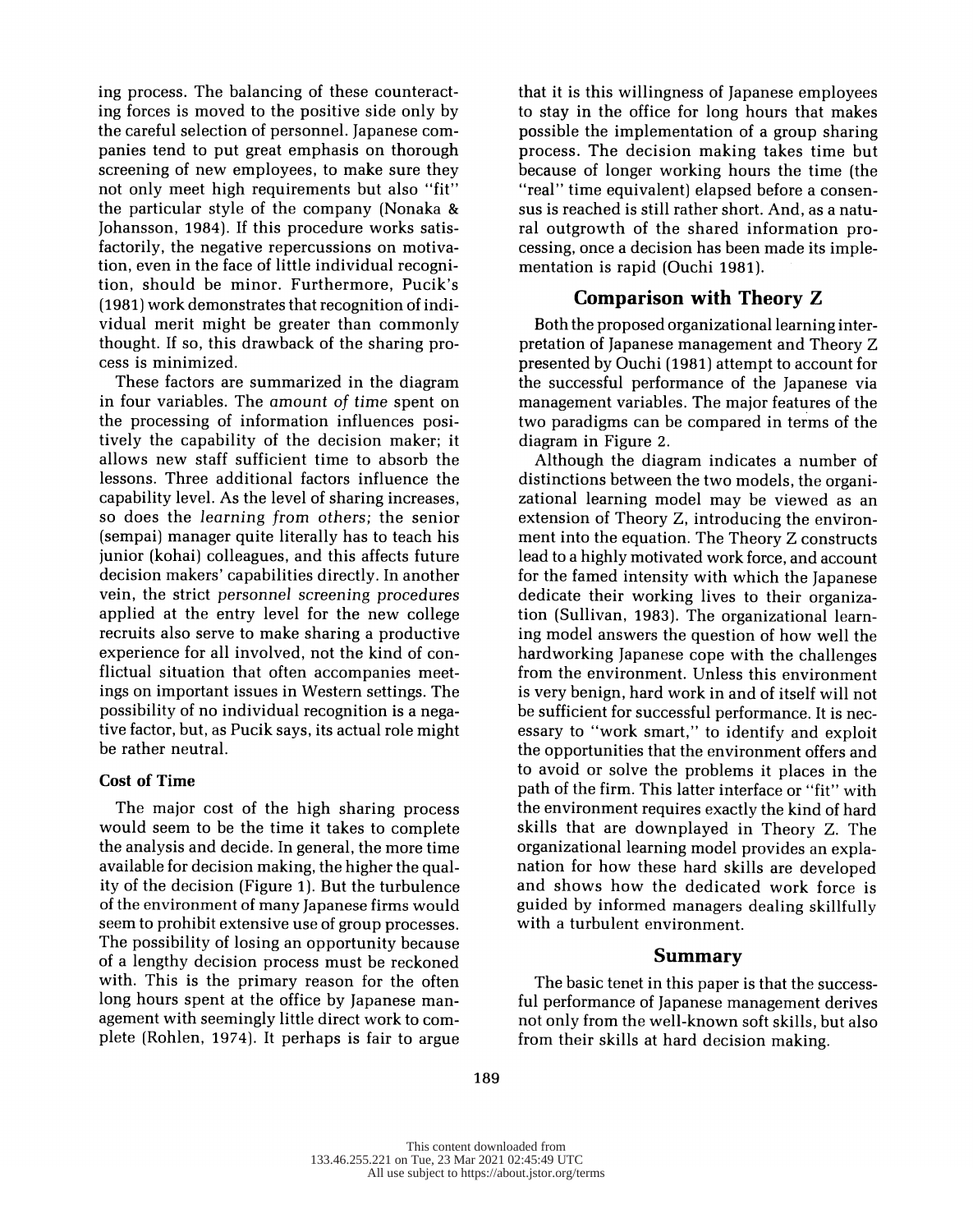ing process. The balancing of these counteracting forces is moved to the positive side only by the careful selection of personnel. Japanese companies tend to put great emphasis on thorough screening of new employees, to make sure they not only meet high requirements but also "fit" the particular style of the company (Nonaka & Johansson, 1984). If this procedure works satisfactorily, the negative repercussions on motivation, even in the face of little individual recognition, should be minor. Furthermore, Pucik's (1981) work demonstrates that recognition of individual merit might be greater than commonly thought. If so, this drawback of the sharing process is minimized.

These factors are summarized in the diagram in four variables. The *amount of time* spent on the processing of information influences positively the capability of the decision maker; it allows new staff sufficient time to absorb the lessons. Three additional factors influence the capability level. As the level of sharing increases, so does the *learning from others;* the senior (sempai) manager quite literally has to teach his junior (kohai) colleagues, and this affects future decision makers' capabilities directly. In another vein, the strict *personnel screening procedures* applied at the entry level for the new college recruits also serve to make sharing a productive experience for all involved, not the kind of conflictual situation that often accompanies meetings on important issues in Western settings. The possibility of no individual recognition is a negative factor, but, as Pucik says, its actual role might be rather neutral.

### Cost of Time

The major cost of the high sharing process would seem to be the time it takes to complete the analysis and decide. In general, the more time available for decision making, the higher the quality of the decision (Figure 1). But the turbulence of the environment of many Japanese firms would seem to prohibit extensive use of group processes. The possibility of losing an opportunity because of a lengthy decision process must be reckoned with. This is the primary reason for the often long hours spent at the office by Japanese management with seemingly little direct work to complete (Rohlen, 1974). It perhaps is fair to argue that it is this willingness of Japanese employees to stay in the office for long hours that makes possible the implementation of a group sharing process. The decision making takes time but because of longer working hours the time (the "real" time equivalent) elapsed before a consensus is reached is still rather short. And, as a natural outgrowth of the shared information processing, once a decision has been made its implementation is rapid (Ouchi 1981).

## Comparison with Theory Z

Both the proposed organizational learning interpretation of Japanese management and Theory Z presented by Ouchi (1981) attempt to account for the successful performance of the Japanese via management variables. The major features of the two paradigms can be compared in terms of the diagram in Figure 2.

Although the diagram indicates a number of distinctions between the two models, the organizational learning model may be viewed as an extension of Theory Z, introducing the environment into the equation. The Theory Z constructs lead to a highly motivated work force, and account for the famed intensity with which the Japanese dedicate their working lives to their organization (Sullivan, 1983). The organizational learning model answers the question of how well the hardworking Japanese cope with the challenges from the environment. Unless this environment is very benign, hard work in and of itself will not be sufficient for successful performance. It is necessary to "work smart," to identify and exploit the opportunities that the environment offers and to avoid or solve the problems it places in the path of the firm. This latter interface or "fit" with the environment requires exactly the kind of hard skills that are downplayed in Theory Z. The organizational learning model provides an explanation for how these hard skills are developed and shows how the dedicated work force is guided by informed managers dealing skillfully with a turbulent environment.

## Summary

The basic tenet in this paper is that the successful performance of Japanese management derives not only from the well-known soft skills, but also from their skills at hard decision making.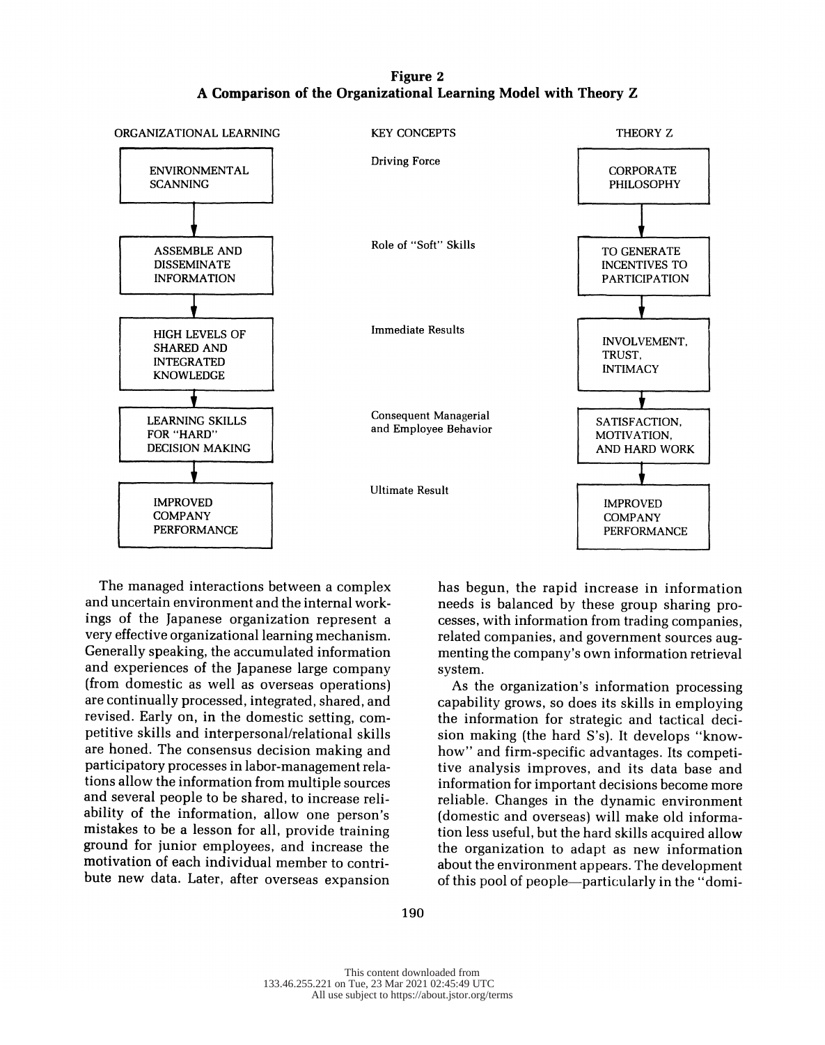**Figure 2**
**A Comparison of the Organizational Learning Model with Theory Z**

| ORGANIZATIONAL LEARNING | KEY CONCEPTS | THEORY Z |
|---|---|---|
| ENVIRONMENTAL SCANNING | Driving Force | CORPORATE PHILOSOPHY |
| ASSEMBLE AND DISSEMINATE INFORMATION | Role of "Soft" Skills | TO GENERATE INCENTIVES TO PARTICIPATION |
| HIGH LEVELS OF SHARED AND INTEGRATED KNOWLEDGE | Immediate Results | INVOLVEMENT, TRUST, INTIMACY |
| LEARNING SKILLS FOR "HARD" DECISION MAKING | Consequent Managerial and Employee Behavior | SATISFACTION, MOTIVATION, AND HARD WORK |
| IMPROVED COMPANY PERFORMANCE | Ultimate Result | IMPROVED COMPANY PERFORMANCE |

The managed interactions between a complex and uncertain environment and the internal workings of the Japanese organization represent a very effective organizational learning mechanism. Generally speaking, the accumulated information and experiences of the Japanese large company (from domestic as well as overseas operations) are continually processed, integrated, shared, and revised. Early on, in the domestic setting, competitive skills and interpersonal/relational skills are honed. The consensus decision making and participatory processes in labor-management relations allow the information from multiple sources and several people to be shared, to increase reliability of the information, allow one person's mistakes to be a lesson for all, provide training ground for junior employees, and increase the motivation of each individual member to contribute new data. Later, after overseas expansion has begun, the rapid increase in information needs is balanced by these group sharing processes, with information from trading companies, related companies, and government sources augmenting the company's own information retrieval system.

As the organization's information processing capability grows, so does its skills in employing the information for strategic and tactical decision making (the hard S's). It develops "know-how" and firm-specific advantages. Its competitive analysis improves, and its data base and information for important decisions become more reliable. Changes in the dynamic environment (domestic and overseas) will make old information less useful, but the hard skills acquired allow the organization to adapt as new information about the environment appears. The development of this pool of people—particularly in the "domi-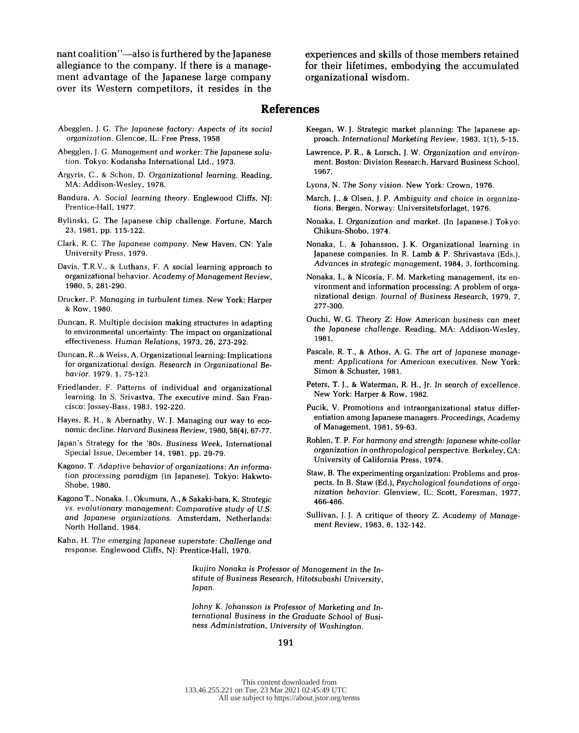nant coalition"—also is furthered by the Japanese allegiance to the company. If there is a management advantage of the Japanese large company over its Western competitors, it resides in the experiences and skills of those members retained for their lifetimes, embodying the accumulated organizational wisdom.

## References

Abegglen, J. G. *The Japanese factory: Aspects of its social organization.* Glencoe, IL: Free Press, 1958

Abegglen, J. G. *Management and worker: The Japanese solution.* Tokyo: Kodansha International Ltd., 1973.

Argyris, C., & Schon, D. *Organizational learning.* Reading, MA: Addison-Wesley, 1978.

Bandura, A. *Social learning theory.* Englewood Cliffs, NJ: Prentice-Hall, 1977.

Bylinski, G. The Japanese chip challenge. *Fortune,* March 23, 1981, pp. 115-122.

Clark, R. C. *The Japanese company.* New Haven, CN: Yale University Press, 1979.

Davis, T.R.V., & Luthans, F. A social learning approach to organizational behavior. *Academy of Management Review,* 1980, 5, 281-290.

Drucker, P. *Managing in turbulent times.* New York: Harper & Row, 1980.

Duncan, R. Multiple decision making structures in adapting to environmental uncertainty: The impact on organizational effectiveness. *Human Relations,* 1973, 26, 273-292.

Duncan, R., & Weiss, A. Organizational learning: Implications for organizational design. *Research in Organizational Behavior,* 1979, 1, 75-123.

Friedlander, F. Patterns of individual and organizational learning. In S. Srivastva, *The executive mind.* San Francisco: Jossey-Bass, 1983, 192-220.

Hayes, R. H., & Abernathy, W. J. Managing our way to economic decline. *Harvard Business Review,* 1980, 58(4), 67-77.

Japan's Strategy for the '80s. *Business Week,* International Special Issue, December 14, 1981. pp. 29-79.

Kagono, T. *Adaptive behavior of organizations: An information processing paradigm* (in Japanese). Tokyo: Hakwto-Shobe, 1980,

Kagono T., Nonaka, I., Okumura, A., & Sakaki-bara, K. *Strategic vs. evolutionary management: Comparative study of U.S. and Japanese organizations.* Amsterdam, Netherlands: North Holland, 1984.

Kahn, H. *The emerging Japanese superstate: Challenge and response.* Englewood Cliffs, NJ: Prentice-Hall, 1970.

Keegan, W. J. Strategic market planning: The Japanese approach. *International Marketing Review,* 1983, 1(1), 5-15.

Lawrence, P. R., & Lorsch, J. W. *Organization and environment.* Boston: Division Research, Harvard Business School, 1967.

Lyons, N. *The Sony vision.* New York: Crown, 1976.

March, J., & Olsen, J. P. *Ambiguity and choice in organizations.* Bergen, Norway: Universitetsforlaget, 1976.

Nonaka, I. *Organization and market.* (In Japanese.) Tokyo: Chikura-Shobo, 1974.

Nonaka, I., & Johansson, J. K. Organizational learning in Japanese companies. In R. Lamb & P. Shrivastava (Eds.), *Advances in strategic management,* 1984, 3, forthcoming.

Nonaka, I., & Nicosia, F. M. Marketing management, its environment and information processing: A problem of organizational design. *Journal of Business Research,* 1979, 7, 277-300.

Ouchi, W. G. *Theory Z: How American business can meet the Japanese challenge.* Reading, MA: Addison-Wesley, 1981.

Pascale, R. T., & Athos, A. G. *The art of Japanese management: Applications for American executives.* New York: Simon & Schuster, 1981.

Peters, T. J., & Waterman, R. H., Jr. *In search of excellence.* New York: Harper & Row, 1982.

Pucik, V. Promotions and intraorganizational status differentiation among Japanese managers. *Proceedings,* Academy of Management, 1981, 59-63.

Rohlen, T. P. *For harmony and strength: Japanese white-collar organization in anthropological perspective.* Berkeley, CA: University of California Press, 1974.

Staw, B. The experimenting organization: Problems and prospects. In B. Staw (Ed.), *Psychological foundations of organization behavior.* Glenview, IL: Scott, Foresman, 1977, 466-486.

Sullivan, J. J. A critique of theory Z. *Academy of Management Review,* 1983, 8, 132-142.

*Ikujiro Nonaka is Professor of Management in the Institute of Business Research, Hitotsubashi University, Japan.*

*Johny K. Johansson is Professor of Marketing and International Business in the Graduate School of Business Administration, University of Washington.*